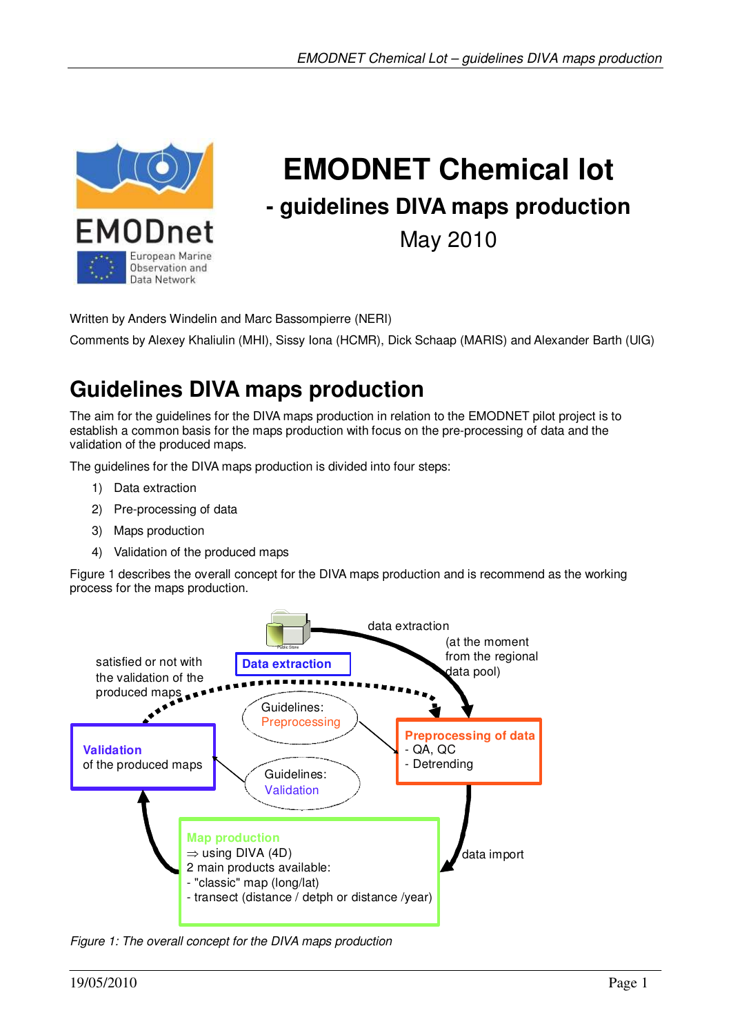# EMODNET Chemical lot

## - guidelines DIVA maps production

May 2010

Written by Anders Windelin and Marc Bassompierre (NERI)

Comments by Alexey Khaliulin (MHI), Sissy Iona (HCMR), Dick Schaap (MARIS) and Alexander Barth (UIG)

# Guidelines DIVA maps production

The aim for the guidelines for the DIVA maps production in relation to the EMODNET pilot project is to establish a common basis for the maps production with focus on the pre-processing of data and the validation of the produced maps.

The guidelines for the DIVA maps production is divided into four steps:

1) Data extraction
2) Pre-processing of data
3) Maps production
4) Validation of the produced maps

Figure 1 describes the overall concept for the DIVA maps production and is recommend as the working process for the maps production.

data extraction

(at the moment from the regional data pool)

satisfied or not with the validation of the produced maps

**Data extraction**

Guidelines: Preprocessing

**Preprocessing of data**
- QA, QC
- Detrending

**Validation**
of the produced maps

Guidelines: Validation

data import

**Map production**
⇒ using DIVA (4D)
2 main products available:
- "classic" map (long/lat)
- transect (distance / detph or distance /year)

*Figure 1: The overall concept for the DIVA maps production*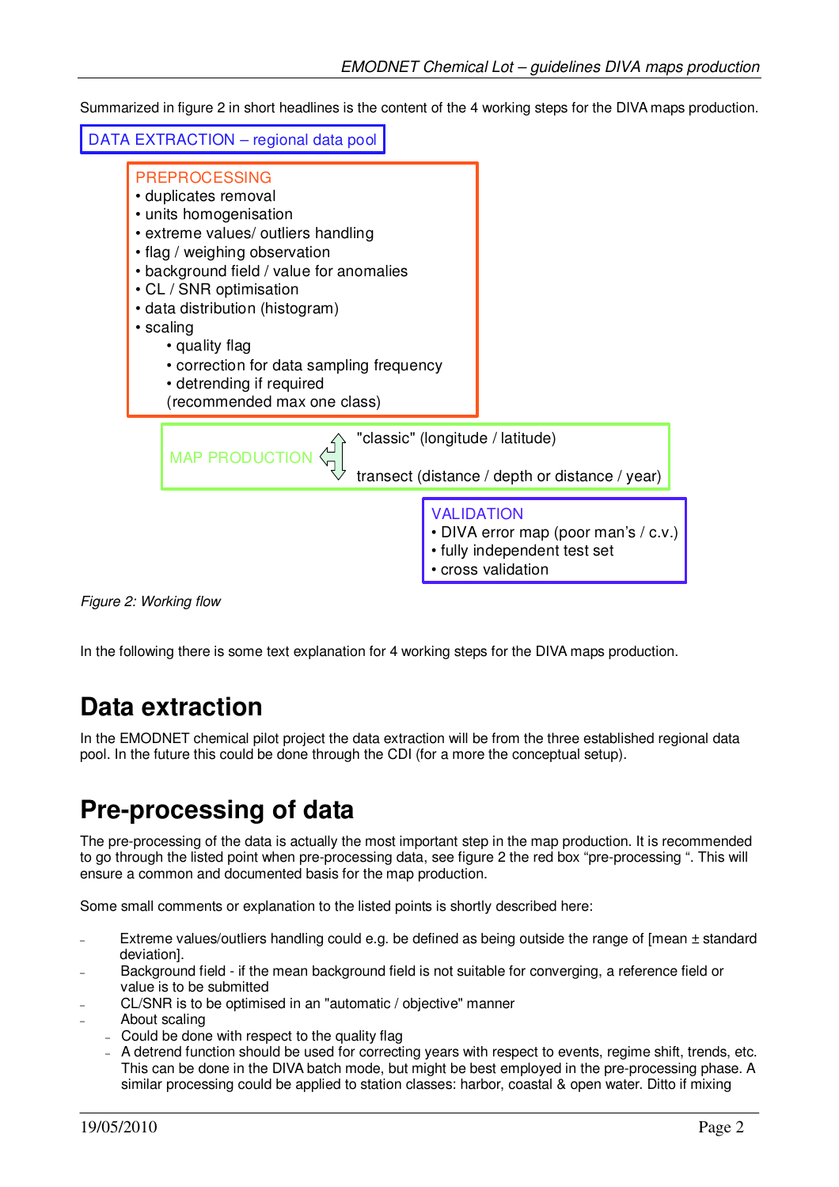Summarized in figure 2 in short headlines is the content of the 4 working steps for the DIVA maps production.

DATA EXTRACTION – regional data pool

PREPROCESSING
- duplicates removal
- units homogenisation
- extreme values/ outliers handling
- flag / weighing observation
- background field / value for anomalies
- CL / SNR optimisation
- data distribution (histogram)
- scaling
  - quality flag
  - correction for data sampling frequency
  - detrending if required
  
  (recommended max one class)

MAP PRODUCTION
- "classic" (longitude / latitude)
- transect (distance / depth or distance / year)

VALIDATION
- DIVA error map (poor man's / c.v.)
- fully independent test set
- cross validation

*Figure 2: Working flow*

In the following there is some text explanation for 4 working steps for the DIVA maps production.

# Data extraction

In the EMODNET chemical pilot project the data extraction will be from the three established regional data pool. In the future this could be done through the CDI (for a more the conceptual setup).

# Pre-processing of data

The pre-processing of the data is actually the most important step in the map production. It is recommended to go through the listed point when pre-processing data, see figure 2 the red box "pre-processing ". This will ensure a common and documented basis for the map production.

Some small comments or explanation to the listed points is shortly described here:

- Extreme values/outliers handling could e.g. be defined as being outside the range of [mean ± standard deviation].
- Background field - if the mean background field is not suitable for converging, a reference field or value is to be submitted
- CL/SNR is to be optimised in an "automatic / objective" manner
- About scaling
  - Could be done with respect to the quality flag
  - A detrend function should be used for correcting years with respect to events, regime shift, trends, etc. This can be done in the DIVA batch mode, but might be best employed in the pre-processing phase. A similar processing could be applied to station classes: harbor, coastal & open water. Ditto if mixing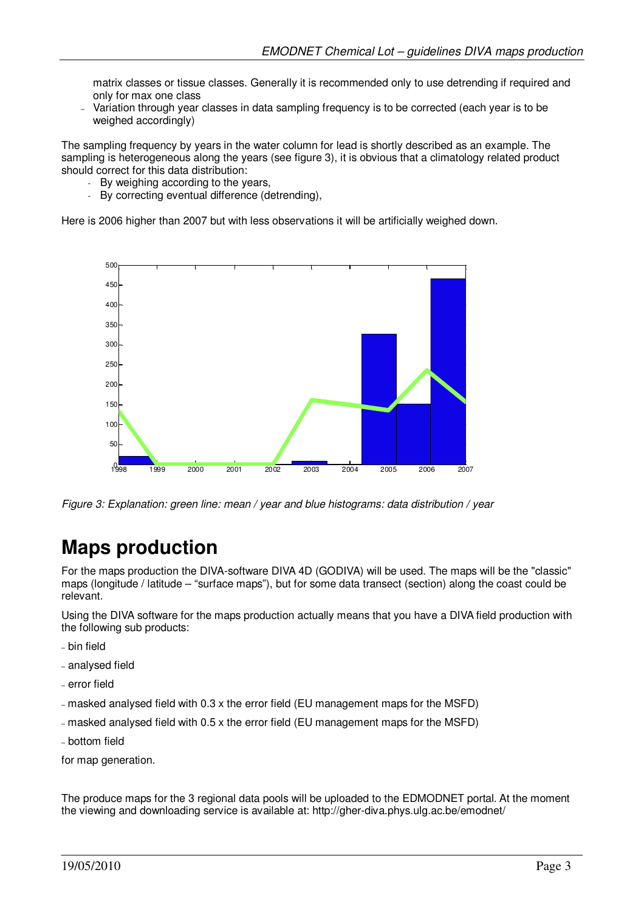matrix classes or tissue classes. Generally it is recommended only to use detrending if required and only for max one class

- Variation through year classes in data sampling frequency is to be corrected (each year is to be weighed accordingly)

The sampling frequency by years in the water column for lead is shortly described as an example. The sampling is heterogeneous along the years (see figure 3), it is obvious that a climatology related product should correct for this data distribution:

- By weighing according to the years,
- By correcting eventual difference (detrending),

Here is 2006 higher than 2007 but with less observations it will be artificially weighed down.

*Figure 3: Explanation: green line: mean / year and blue histograms: data distribution / year*

# Maps production

For the maps production the DIVA-software DIVA 4D (GODIVA) will be used. The maps will be the "classic" maps (longitude / latitude – "surface maps"), but for some data transect (section) along the coast could be relevant.

Using the DIVA software for the maps production actually means that you have a DIVA field production with the following sub products:

- bin field
- analysed field
- error field
- masked analysed field with 0.3 x the error field (EU management maps for the MSFD)
- masked analysed field with 0.5 x the error field (EU management maps for the MSFD)
- bottom field

for map generation.

The produce maps for the 3 regional data pools will be uploaded to the EDMODNET portal. At the moment the viewing and downloading service is available at: http://gher-diva.phys.ulg.ac.be/emodnet/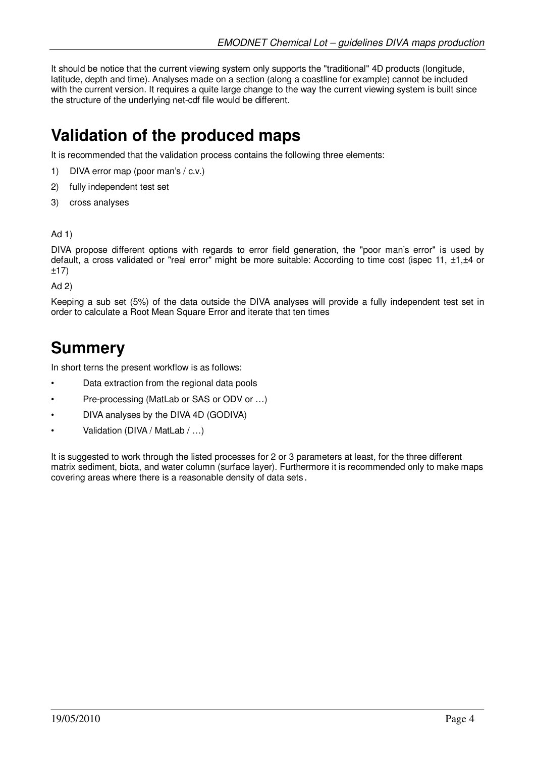It should be notice that the current viewing system only supports the "traditional" 4D products (longitude, latitude, depth and time). Analyses made on a section (along a coastline for example) cannot be included with the current version. It requires a quite large change to the way the current viewing system is built since the structure of the underlying net-cdf file would be different.

# Validation of the produced maps

It is recommended that the validation process contains the following three elements:

1) DIVA error map (poor man's / c.v.)
2) fully independent test set
3) cross analyses

Ad 1)

DIVA propose different options with regards to error field generation, the "poor man's error" is used by default, a cross validated or "real error" might be more suitable: According to time cost (ispec 11, ±1,±4 or ±17)

Ad 2)

Keeping a sub set (5%) of the data outside the DIVA analyses will provide a fully independent test set in order to calculate a Root Mean Square Error and iterate that ten times

# Summery

In short terns the present workflow is as follows:

- Data extraction from the regional data pools
- Pre-processing (MatLab or SAS or ODV or …)
- DIVA analyses by the DIVA 4D (GODIVA)
- Validation (DIVA / MatLab / …)

It is suggested to work through the listed processes for 2 or 3 parameters at least, for the three different matrix sediment, biota, and water column (surface layer). Furthermore it is recommended only to make maps covering areas where there is a reasonable density of data sets.